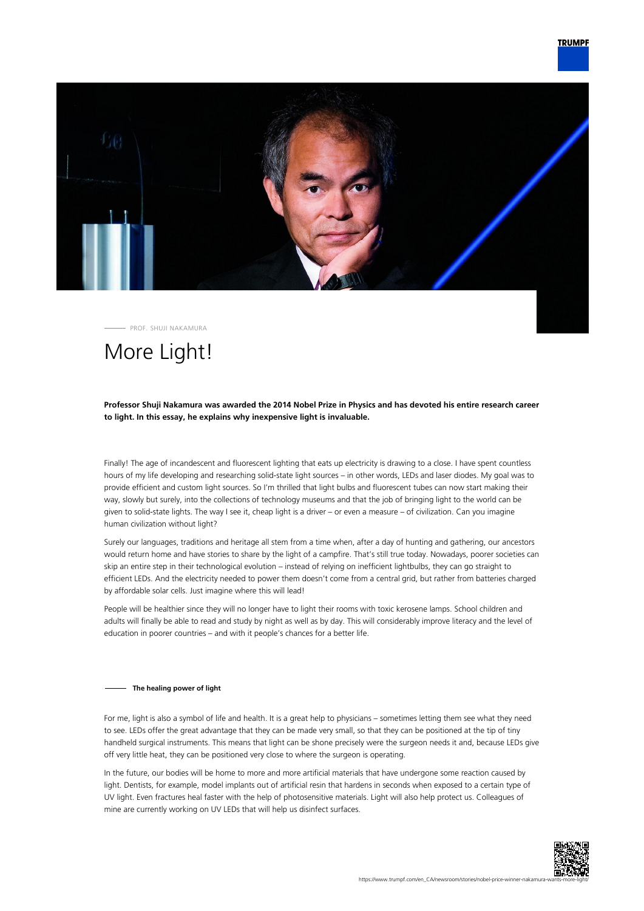PROF. SHUJI NAKAMURA

# More Light!

**Professor Shuji Nakamura was awarded the 2014 Nobel Prize in Physics and has devoted his entire research career to light. In this essay, he explains why inexpensive light is invaluable.**

Finally! The age of incandescent and fluorescent lighting that eats up electricity is drawing to a close. I have spent countless hours of my life developing and researching solid-state light sources – in other words, LEDs and laser diodes. My goal was to provide efficient and custom light sources. So I'm thrilled that light bulbs and fluorescent tubes can now start making their way, slowly but surely, into the collections of technology museums and that the job of bringing light to the world can be given to solid-state lights. The way I see it, cheap light is a driver – or even a measure – of civilization. Can you imagine human civilization without light?

Surely our languages, traditions and heritage all stem from a time when, after a day of hunting and gathering, our ancestors would return home and have stories to share by the light of a campfire. That's still true today. Nowadays, poorer societies can skip an entire step in their technological evolution – instead of relying on inefficient lightbulbs, they can go straight to efficient LEDs. And the electricity needed to power them doesn't come from a central grid, but rather from batteries charged by affordable solar cells. Just imagine where this will lead!

People will be healthier since they will no longer have to light their rooms with toxic kerosene lamps. School children and adults will finally be able to read and study by night as well as by day. This will considerably improve literacy and the level of education in poorer countries – and with it people's chances for a better life.

## The healing power of light

For me, light is also a symbol of life and health. It is a great help to physicians – sometimes letting them see what they need to see. LEDs offer the great advantage that they can be made very small, so that they can be positioned at the tip of tiny handheld surgical instruments. This means that light can be shone precisely were the surgeon needs it and, because LEDs give off very little heat, they can be positioned very close to where the surgeon is operating.

In the future, our bodies will be home to more and more artificial materials that have undergone some reaction caused by light. Dentists, for example, model implants out of artificial resin that hardens in seconds when exposed to a certain type of UV light. Even fractures heal faster with the help of photosensitive materials. Light will also help protect us. Colleagues of mine are currently working on UV LEDs that will help us disinfect surfaces.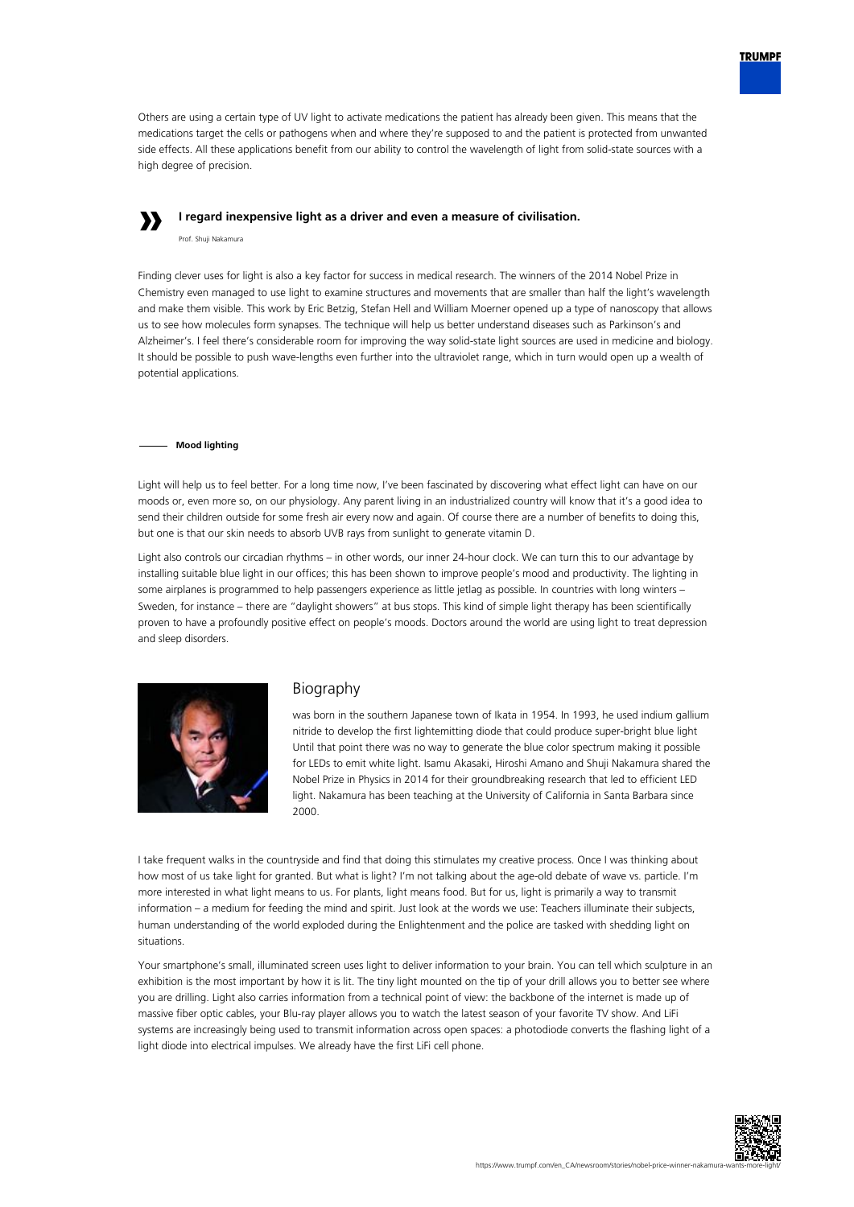Others are using a certain type of UV light to activate medications the patient has already been given. This means that the medications target the cells or pathogens when and where they're supposed to and the patient is protected from unwanted side effects. All these applications benefit from our ability to control the wavelength of light from solid-state sources with a high degree of precision.

> **I regard inexpensive light as a driver and even a measure of civilisation.**
>
> Prof. Shuji Nakamura

Finding clever uses for light is also a key factor for success in medical research. The winners of the 2014 Nobel Prize in Chemistry even managed to use light to examine structures and movements that are smaller than half the light's wavelength and make them visible. This work by Eric Betzig, Stefan Hell and William Moerner opened up a type of nanoscopy that allows us to see how molecules form synapses. The technique will help us better understand diseases such as Parkinson's and Alzheimer's. I feel there's considerable room for improving the way solid-state light sources are used in medicine and biology. It should be possible to push wave-lengths even further into the ultraviolet range, which in turn would open up a wealth of potential applications.

**Mood lighting**

Light will help us to feel better. For a long time now, I've been fascinated by discovering what effect light can have on our moods or, even more so, on our physiology. Any parent living in an industrialized country will know that it's a good idea to send their children outside for some fresh air every now and again. Of course there are a number of benefits to doing this, but one is that our skin needs to absorb UVB rays from sunlight to generate vitamin D.

Light also controls our circadian rhythms – in other words, our inner 24-hour clock. We can turn this to our advantage by installing suitable blue light in our offices; this has been shown to improve people's mood and productivity. The lighting in some airplanes is programmed to help passengers experience as little jetlag as possible. In countries with long winters – Sweden, for instance – there are "daylight showers" at bus stops. This kind of simple light therapy has been scientifically proven to have a profoundly positive effect on people's moods. Doctors around the world are using light to treat depression and sleep disorders.

## Biography

was born in the southern Japanese town of Ikata in 1954. In 1993, he used indium gallium nitride to develop the first lightemitting diode that could produce super-bright blue light Until that point there was no way to generate the blue color spectrum making it possible for LEDs to emit white light. Isamu Akasaki, Hiroshi Amano and Shuji Nakamura shared the Nobel Prize in Physics in 2014 for their groundbreaking research that led to efficient LED light. Nakamura has been teaching at the University of California in Santa Barbara since 2000.

I take frequent walks in the countryside and find that doing this stimulates my creative process. Once I was thinking about how most of us take light for granted. But what is light? I'm not talking about the age-old debate of wave vs. particle. I'm more interested in what light means to us. For plants, light means food. But for us, light is primarily a way to transmit information – a medium for feeding the mind and spirit. Just look at the words we use: Teachers illuminate their subjects, human understanding of the world exploded during the Enlightenment and the police are tasked with shedding light on situations.

Your smartphone's small, illuminated screen uses light to deliver information to your brain. You can tell which sculpture in an exhibition is the most important by how it is lit. The tiny light mounted on the tip of your drill allows you to better see where you are drilling. Light also carries information from a technical point of view: the backbone of the internet is made up of massive fiber optic cables, your Blu-ray player allows you to watch the latest season of your favorite TV show. And LiFi systems are increasingly being used to transmit information across open spaces: a photodiode converts the flashing light of a light diode into electrical impulses. We already have the first LiFi cell phone.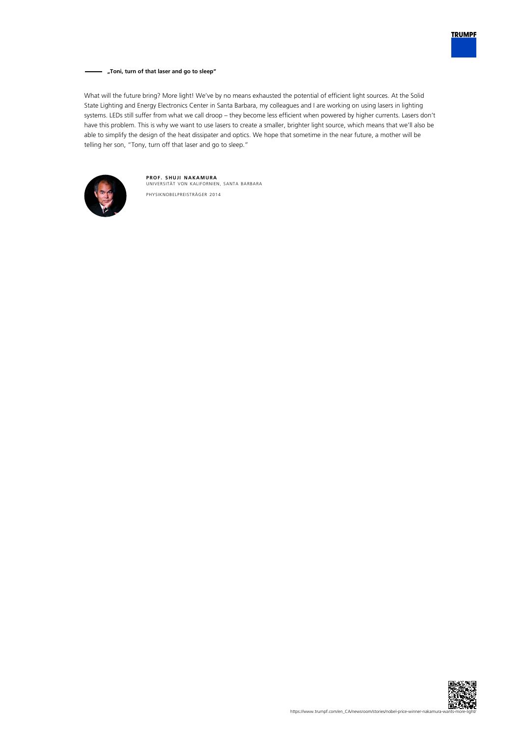### „Toni, turn of that laser and go to sleep"

What will the future bring? More light! We've by no means exhausted the potential of efficient light sources. At the Solid State Lighting and Energy Electronics Center in Santa Barbara, my colleagues and I are working on using lasers in lighting systems. LEDs still suffer from what we call droop – they become less efficient when powered by higher currents. Lasers don't have this problem. This is why we want to use lasers to create a smaller, brighter light source, which means that we'll also be able to simplify the design of the heat dissipater and optics. We hope that sometime in the near future, a mother will be telling her son, "Tony, turn off that laser and go to sleep."

**PROF. SHUJI NAKAMURA**
UNIVERSITÄT VON KALIFORNIEN, SANTA BARBARA

PHYSIKNOBELPREISTRÄGER 2014